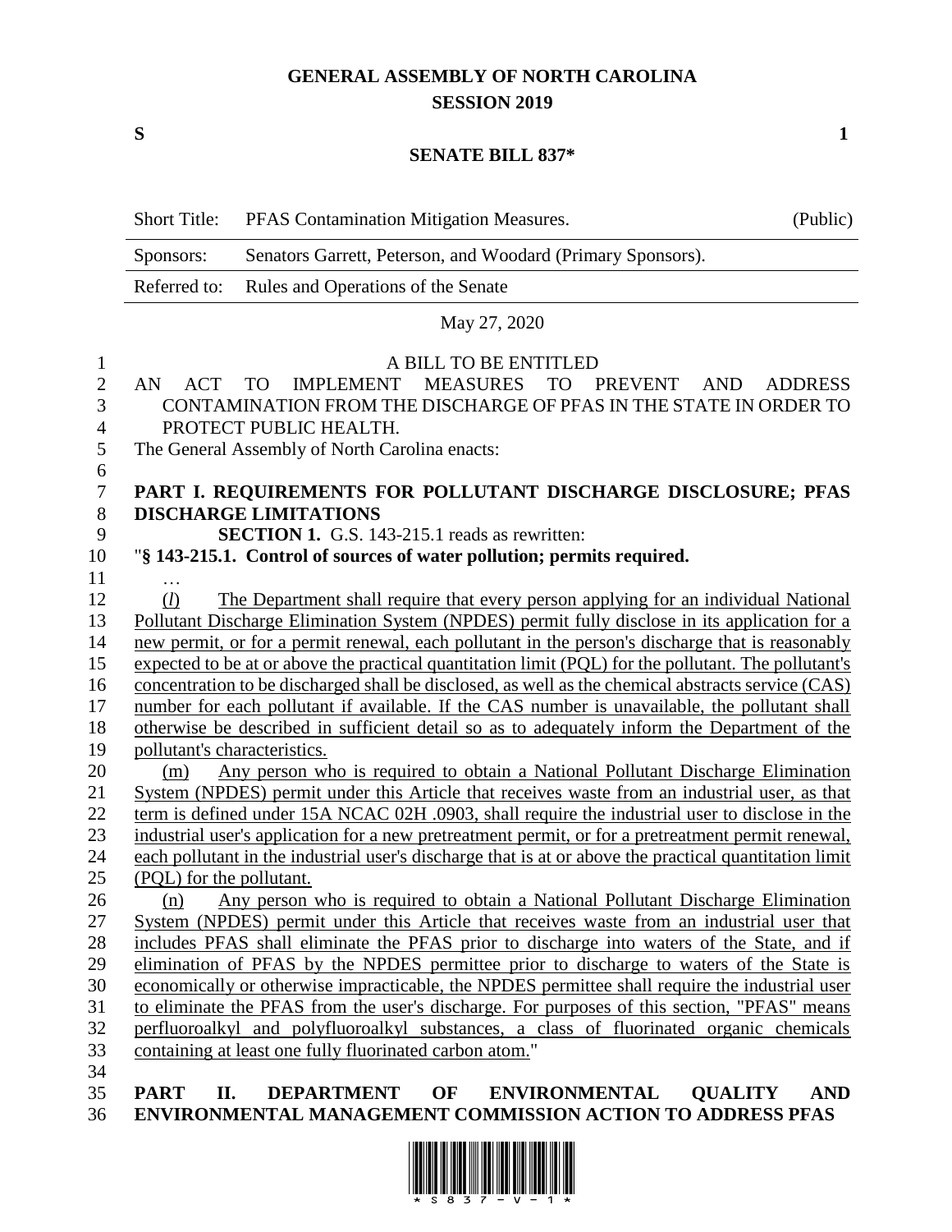# GENERAL ASSEMBLY OF NORTH CAROLINA
## SESSION 2019

**S** **1**

## SENATE BILL 837*

| Short Title: | PFAS Contamination Mitigation Measures. | (Public) |
|---|---|---|
| Sponsors: | Senators Garrett, Peterson, and Woodard (Primary Sponsors). | |
| Referred to: | Rules and Operations of the Senate | |

May 27, 2020

A BILL TO BE ENTITLED

AN ACT TO IMPLEMENT MEASURES TO PREVENT AND ADDRESS CONTAMINATION FROM THE DISCHARGE OF PFAS IN THE STATE IN ORDER TO PROTECT PUBLIC HEALTH.

The General Assembly of North Carolina enacts:

**PART I. REQUIREMENTS FOR POLLUTANT DISCHARGE DISCLOSURE; PFAS DISCHARGE LIMITATIONS**

**SECTION 1.** G.S. 143-215.1 reads as rewritten:

"**§ 143-215.1. Control of sources of water pollution; permits required.**

…

(*l*) The Department shall require that every person applying for an individual National Pollutant Discharge Elimination System (NPDES) permit fully disclose in its application for a new permit, or for a permit renewal, each pollutant in the person's discharge that is reasonably expected to be at or above the practical quantitation limit (PQL) for the pollutant. The pollutant's concentration to be discharged shall be disclosed, as well as the chemical abstracts service (CAS) number for each pollutant if available. If the CAS number is unavailable, the pollutant shall otherwise be described in sufficient detail so as to adequately inform the Department of the pollutant's characteristics.

(m) Any person who is required to obtain a National Pollutant Discharge Elimination System (NPDES) permit under this Article that receives waste from an industrial user, as that term is defined under 15A NCAC 02H .0903, shall require the industrial user to disclose in the industrial user's application for a new pretreatment permit, or for a pretreatment permit renewal, each pollutant in the industrial user's discharge that is at or above the practical quantitation limit (PQL) for the pollutant.

(n) Any person who is required to obtain a National Pollutant Discharge Elimination System (NPDES) permit under this Article that receives waste from an industrial user that includes PFAS shall eliminate the PFAS prior to discharge into waters of the State, and if elimination of PFAS by the NPDES permittee prior to discharge to waters of the State is economically or otherwise impracticable, the NPDES permittee shall require the industrial user to eliminate the PFAS from the user's discharge. For purposes of this section, "PFAS" means perfluoroalkyl and polyfluoroalkyl substances, a class of fluorinated organic chemicals containing at least one fully fluorinated carbon atom."

**PART II. DEPARTMENT OF ENVIRONMENTAL QUALITY AND ENVIRONMENTAL MANAGEMENT COMMISSION ACTION TO ADDRESS PFAS**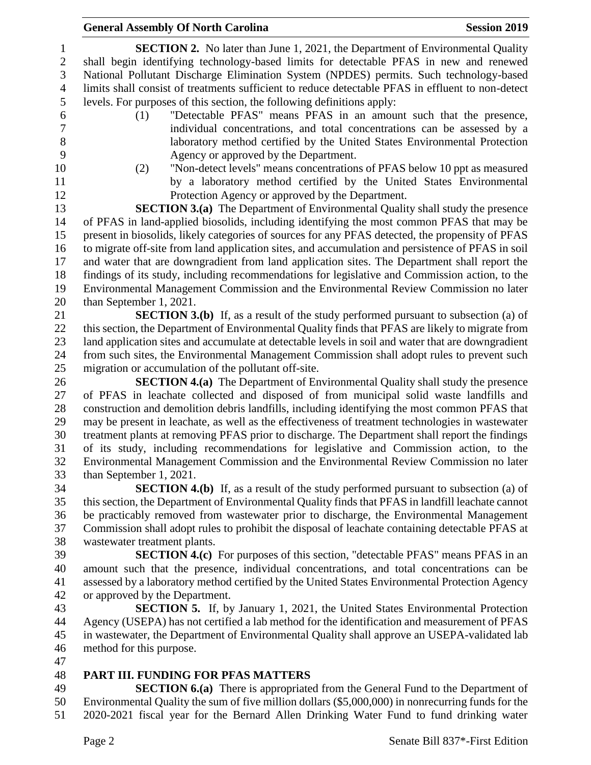**SECTION 2.** No later than June 1, 2021, the Department of Environmental Quality shall begin identifying technology-based limits for detectable PFAS in new and renewed National Pollutant Discharge Elimination System (NPDES) permits. Such technology-based limits shall consist of treatments sufficient to reduce detectable PFAS in effluent to non-detect levels. For purposes of this section, the following definitions apply:

(1) "Detectable PFAS" means PFAS in an amount such that the presence, individual concentrations, and total concentrations can be assessed by a laboratory method certified by the United States Environmental Protection Agency or approved by the Department.

(2) "Non-detect levels" means concentrations of PFAS below 10 ppt as measured by a laboratory method certified by the United States Environmental Protection Agency or approved by the Department.

**SECTION 3.(a)** The Department of Environmental Quality shall study the presence of PFAS in land-applied biosolids, including identifying the most common PFAS that may be present in biosolids, likely categories of sources for any PFAS detected, the propensity of PFAS to migrate off-site from land application sites, and accumulation and persistence of PFAS in soil and water that are downgradient from land application sites. The Department shall report the findings of its study, including recommendations for legislative and Commission action, to the Environmental Management Commission and the Environmental Review Commission no later than September 1, 2021.

**SECTION 3.(b)** If, as a result of the study performed pursuant to subsection (a) of this section, the Department of Environmental Quality finds that PFAS are likely to migrate from land application sites and accumulate at detectable levels in soil and water that are downgradient from such sites, the Environmental Management Commission shall adopt rules to prevent such migration or accumulation of the pollutant off-site.

**SECTION 4.(a)** The Department of Environmental Quality shall study the presence of PFAS in leachate collected and disposed of from municipal solid waste landfills and construction and demolition debris landfills, including identifying the most common PFAS that may be present in leachate, as well as the effectiveness of treatment technologies in wastewater treatment plants at removing PFAS prior to discharge. The Department shall report the findings of its study, including recommendations for legislative and Commission action, to the Environmental Management Commission and the Environmental Review Commission no later than September 1, 2021.

**SECTION 4.(b)** If, as a result of the study performed pursuant to subsection (a) of this section, the Department of Environmental Quality finds that PFAS in landfill leachate cannot be practicably removed from wastewater prior to discharge, the Environmental Management Commission shall adopt rules to prohibit the disposal of leachate containing detectable PFAS at wastewater treatment plants.

**SECTION 4.(c)** For purposes of this section, "detectable PFAS" means PFAS in an amount such that the presence, individual concentrations, and total concentrations can be assessed by a laboratory method certified by the United States Environmental Protection Agency or approved by the Department.

**SECTION 5.** If, by January 1, 2021, the United States Environmental Protection Agency (USEPA) has not certified a lab method for the identification and measurement of PFAS in wastewater, the Department of Environmental Quality shall approve an USEPA-validated lab method for this purpose.

## PART III. FUNDING FOR PFAS MATTERS

**SECTION 6.(a)** There is appropriated from the General Fund to the Department of Environmental Quality the sum of five million dollars ($5,000,000) in nonrecurring funds for the 2020-2021 fiscal year for the Bernard Allen Drinking Water Fund to fund drinking water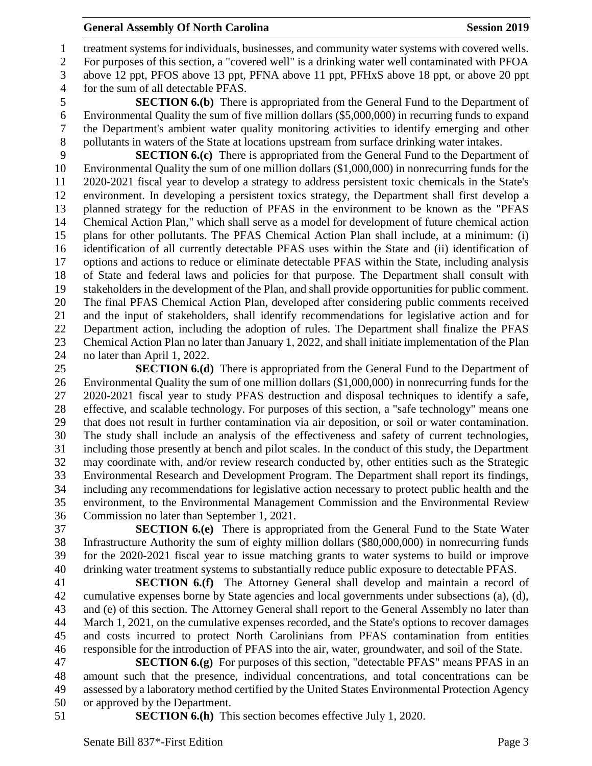treatment systems for individuals, businesses, and community water systems with covered wells. For purposes of this section, a "covered well" is a drinking water well contaminated with PFOA above 12 ppt, PFOS above 13 ppt, PFNA above 11 ppt, PFHxS above 18 ppt, or above 20 ppt for the sum of all detectable PFAS.

**SECTION 6.(b)** There is appropriated from the General Fund to the Department of Environmental Quality the sum of five million dollars ($5,000,000) in recurring funds to expand the Department's ambient water quality monitoring activities to identify emerging and other pollutants in waters of the State at locations upstream from surface drinking water intakes.

**SECTION 6.(c)** There is appropriated from the General Fund to the Department of Environmental Quality the sum of one million dollars ($1,000,000) in nonrecurring funds for the 2020-2021 fiscal year to develop a strategy to address persistent toxic chemicals in the State's environment. In developing a persistent toxics strategy, the Department shall first develop a planned strategy for the reduction of PFAS in the environment to be known as the "PFAS Chemical Action Plan," which shall serve as a model for development of future chemical action plans for other pollutants. The PFAS Chemical Action Plan shall include, at a minimum: (i) identification of all currently detectable PFAS uses within the State and (ii) identification of options and actions to reduce or eliminate detectable PFAS within the State, including analysis of State and federal laws and policies for that purpose. The Department shall consult with stakeholders in the development of the Plan, and shall provide opportunities for public comment. The final PFAS Chemical Action Plan, developed after considering public comments received and the input of stakeholders, shall identify recommendations for legislative action and for Department action, including the adoption of rules. The Department shall finalize the PFAS Chemical Action Plan no later than January 1, 2022, and shall initiate implementation of the Plan no later than April 1, 2022.

**SECTION 6.(d)** There is appropriated from the General Fund to the Department of Environmental Quality the sum of one million dollars ($1,000,000) in nonrecurring funds for the 2020-2021 fiscal year to study PFAS destruction and disposal techniques to identify a safe, effective, and scalable technology. For purposes of this section, a "safe technology" means one that does not result in further contamination via air deposition, or soil or water contamination. The study shall include an analysis of the effectiveness and safety of current technologies, including those presently at bench and pilot scales. In the conduct of this study, the Department may coordinate with, and/or review research conducted by, other entities such as the Strategic Environmental Research and Development Program. The Department shall report its findings, including any recommendations for legislative action necessary to protect public health and the environment, to the Environmental Management Commission and the Environmental Review Commission no later than September 1, 2021.

**SECTION 6.(e)** There is appropriated from the General Fund to the State Water Infrastructure Authority the sum of eighty million dollars ($80,000,000) in nonrecurring funds for the 2020-2021 fiscal year to issue matching grants to water systems to build or improve drinking water treatment systems to substantially reduce public exposure to detectable PFAS.

**SECTION 6.(f)** The Attorney General shall develop and maintain a record of cumulative expenses borne by State agencies and local governments under subsections (a), (d), and (e) of this section. The Attorney General shall report to the General Assembly no later than March 1, 2021, on the cumulative expenses recorded, and the State's options to recover damages and costs incurred to protect North Carolinians from PFAS contamination from entities responsible for the introduction of PFAS into the air, water, groundwater, and soil of the State.

**SECTION 6.(g)** For purposes of this section, "detectable PFAS" means PFAS in an amount such that the presence, individual concentrations, and total concentrations can be assessed by a laboratory method certified by the United States Environmental Protection Agency or approved by the Department.

**SECTION 6.(h)** This section becomes effective July 1, 2020.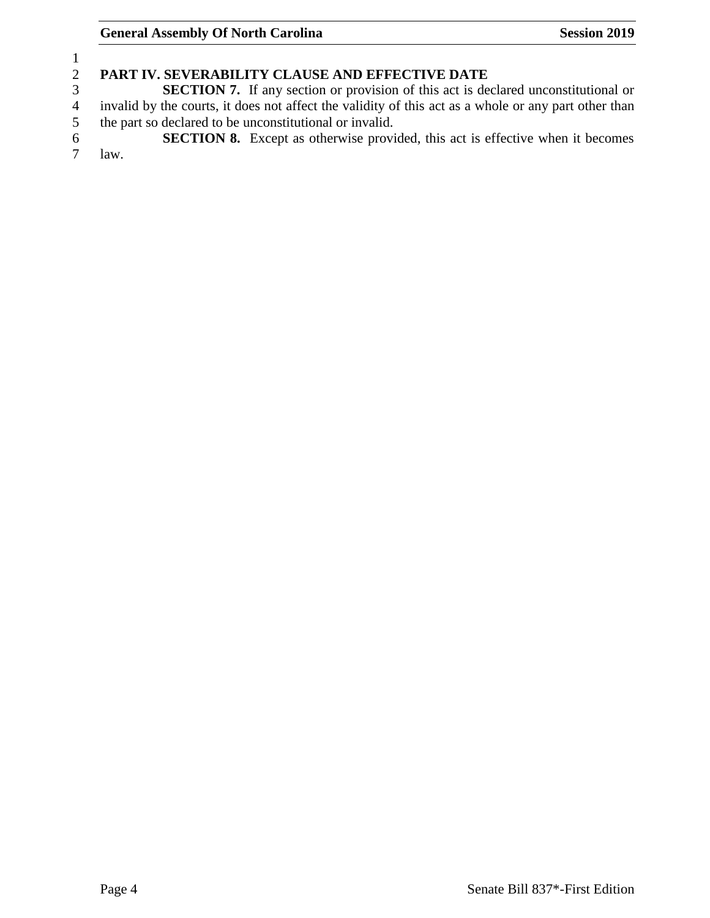## PART IV. SEVERABILITY CLAUSE AND EFFECTIVE DATE

**SECTION 7.** If any section or provision of this act is declared unconstitutional or invalid by the courts, it does not affect the validity of this act as a whole or any part other than the part so declared to be unconstitutional or invalid.

**SECTION 8.** Except as otherwise provided, this act is effective when it becomes law.